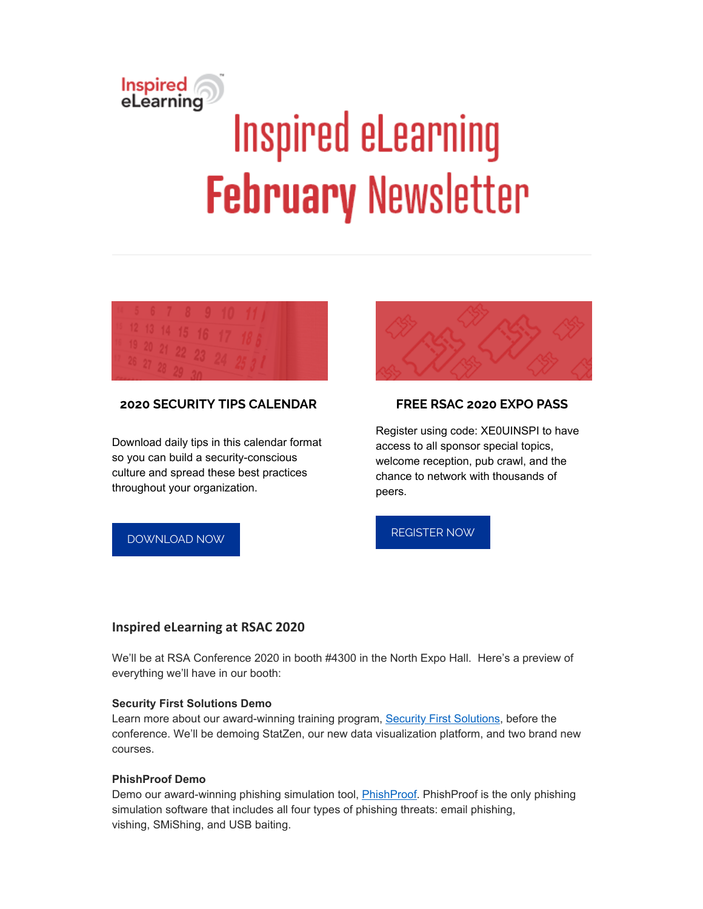# Inspired eLearning February Newsletter

### 2020 SECURITY TIPS CALENDAR

Download daily tips in this calendar format so you can build a security-conscious culture and spread these best practices throughout your organization.

DOWNLOAD NOW

### FREE RSAC 2020 EXPO PASS

Register using code: XE0UINSPI to have access to all sponsor special topics, welcome reception, pub crawl, and the chance to network with thousands of peers.

REGISTER NOW

## Inspired eLearning at RSAC 2020

We'll be at RSA Conference 2020 in booth #4300 in the North Expo Hall. Here's a preview of everything we'll have in our booth:

**Security First Solutions Demo**
Learn more about our award-winning training program, Security First Solutions, before the conference. We'll be demoing StatZen, our new data visualization platform, and two brand new courses.

**PhishProof Demo**
Demo our award-winning phishing simulation tool, PhishProof. PhishProof is the only phishing simulation software that includes all four types of phishing threats: email phishing, vishing, SMiShing, and USB baiting.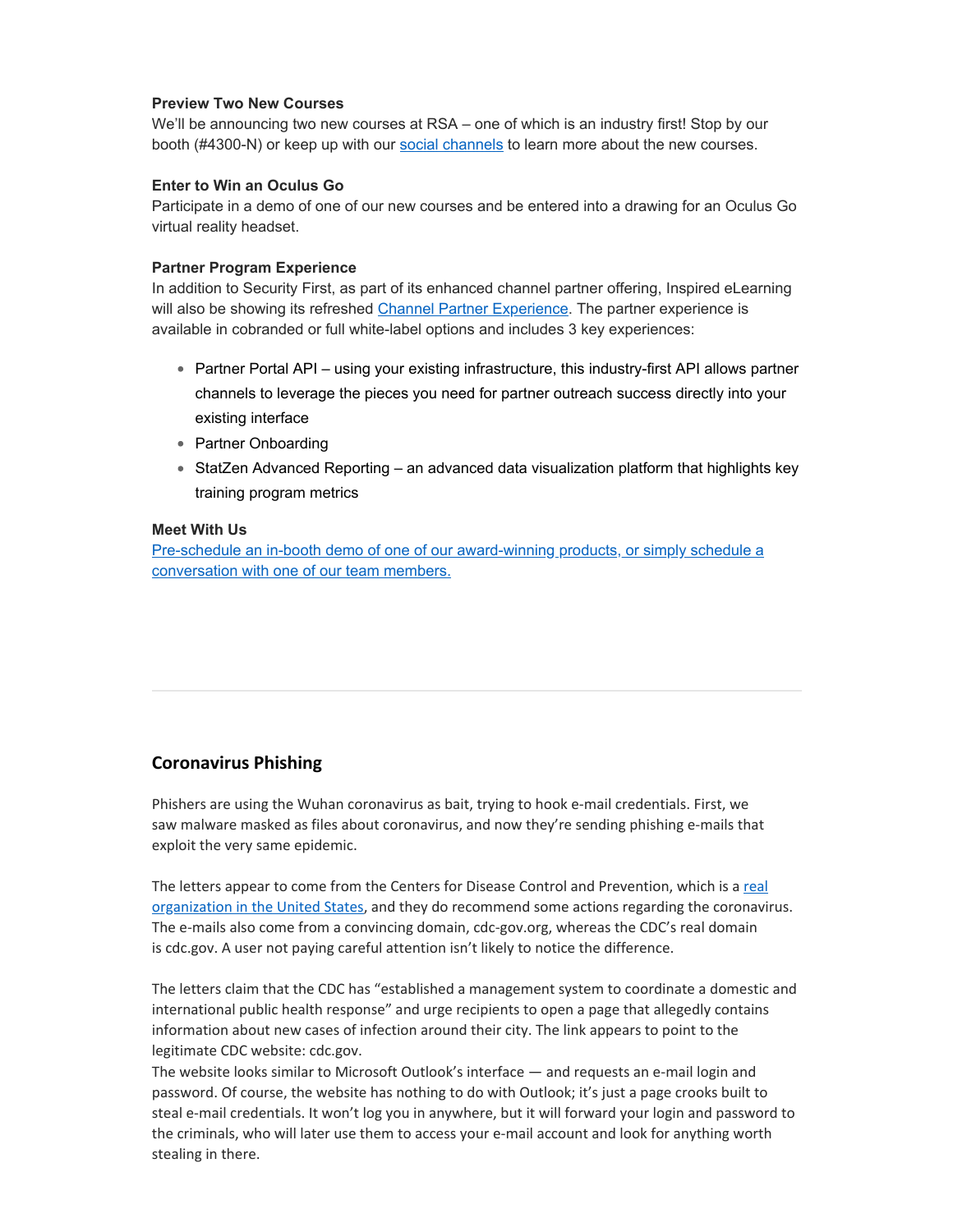**Preview Two New Courses**
We'll be announcing two new courses at RSA – one of which is an industry first! Stop by our booth (#4300-N) or keep up with our social channels to learn more about the new courses.

**Enter to Win an Oculus Go**
Participate in a demo of one of our new courses and be entered into a drawing for an Oculus Go virtual reality headset.

**Partner Program Experience**
In addition to Security First, as part of its enhanced channel partner offering, Inspired eLearning will also be showing its refreshed Channel Partner Experience. The partner experience is available in cobranded or full white-label options and includes 3 key experiences:

- Partner Portal API – using your existing infrastructure, this industry-first API allows partner channels to leverage the pieces you need for partner outreach success directly into your existing interface
- Partner Onboarding
- StatZen Advanced Reporting – an advanced data visualization platform that highlights key training program metrics

**Meet With Us**
Pre-schedule an in-booth demo of one of our award-winning products, or simply schedule a conversation with one of our team members.

---

## Coronavirus Phishing

Phishers are using the Wuhan coronavirus as bait, trying to hook e-mail credentials. First, we saw malware masked as files about coronavirus, and now they're sending phishing e-mails that exploit the very same epidemic.

The letters appear to come from the Centers for Disease Control and Prevention, which is a real organization in the United States, and they do recommend some actions regarding the coronavirus. The e-mails also come from a convincing domain, cdc-gov.org, whereas the CDC's real domain is cdc.gov. A user not paying careful attention isn't likely to notice the difference.

The letters claim that the CDC has "established a management system to coordinate a domestic and international public health response" and urge recipients to open a page that allegedly contains information about new cases of infection around their city. The link appears to point to the legitimate CDC website: cdc.gov.
The website looks similar to Microsoft Outlook's interface — and requests an e-mail login and password. Of course, the website has nothing to do with Outlook; it's just a page crooks built to steal e-mail credentials. It won't log you in anywhere, but it will forward your login and password to the criminals, who will later use them to access your e-mail account and look for anything worth stealing in there.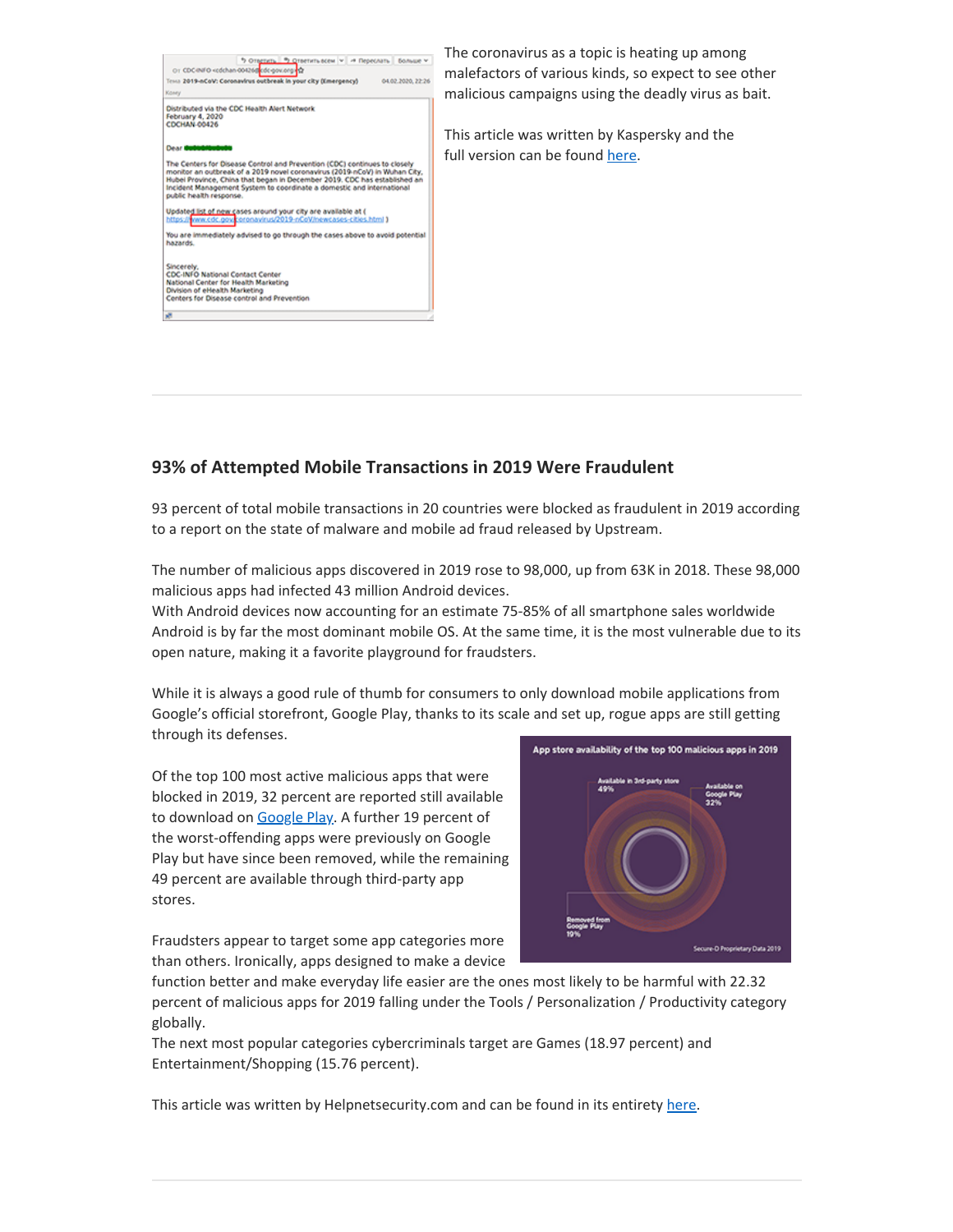The coronavirus as a topic is heating up among malefactors of various kinds, so expect to see other malicious campaigns using the deadly virus as bait.

This article was written by Kaspersky and the full version can be found here.

---

### 93% of Attempted Mobile Transactions in 2019 Were Fraudulent

93 percent of total mobile transactions in 20 countries were blocked as fraudulent in 2019 according to a report on the state of malware and mobile ad fraud released by Upstream.

The number of malicious apps discovered in 2019 rose to 98,000, up from 63K in 2018. These 98,000 malicious apps had infected 43 million Android devices.
With Android devices now accounting for an estimate 75-85% of all smartphone sales worldwide Android is by far the most dominant mobile OS. At the same time, it is the most vulnerable due to its open nature, making it a favorite playground for fraudsters.

While it is always a good rule of thumb for consumers to only download mobile applications from Google's official storefront, Google Play, thanks to its scale and set up, rogue apps are still getting through its defenses.

Of the top 100 most active malicious apps that were blocked in 2019, 32 percent are reported still available to download on Google Play. A further 19 percent of the worst-offending apps were previously on Google Play but have since been removed, while the remaining 49 percent are available through third-party app stores.

Fraudsters appear to target some app categories more than others. Ironically, apps designed to make a device function better and make everyday life easier are the ones most likely to be harmful with 22.32 percent of malicious apps for 2019 falling under the Tools / Personalization / Productivity category globally.
The next most popular categories cybercriminals target are Games (18.97 percent) and Entertainment/Shopping (15.76 percent).

This article was written by Helpnetsecurity.com and can be found in its entirety here.

---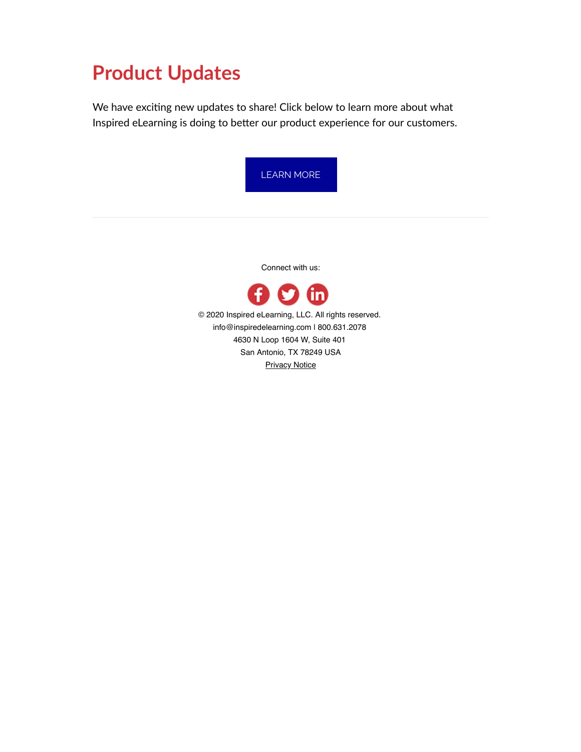# Product Updates

We have exciting new updates to share! Click below to learn more about what Inspired eLearning is doing to better our product experience for our customers.

LEARN MORE

---

Connect with us:

© 2020 Inspired eLearning, LLC. All rights reserved.
info@inspiredelearning.com | 800.631.2078
4630 N Loop 1604 W, Suite 401
San Antonio, TX 78249 USA
Privacy Notice